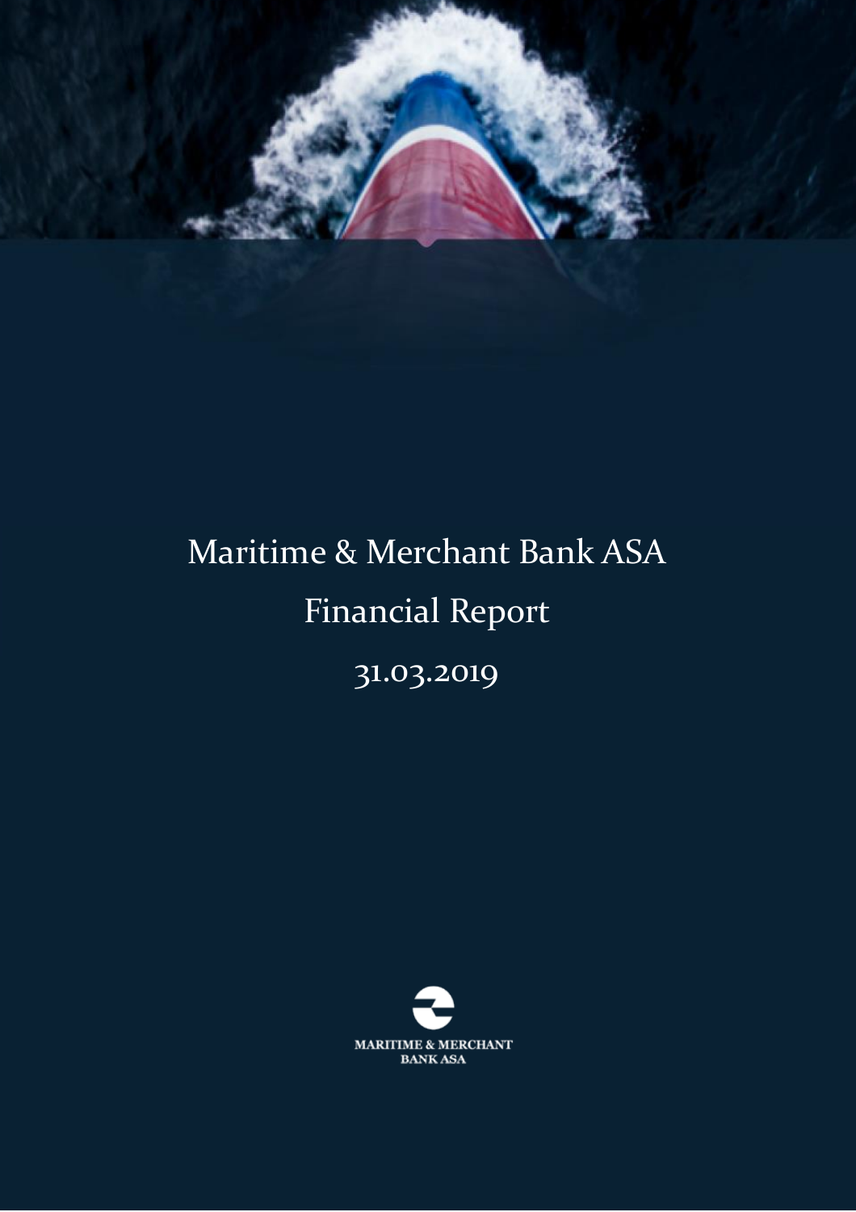# Maritime & Merchant Bank ASA

## Financial Report

## 31.03.2019

MARITIME & MERCHANT BANK ASA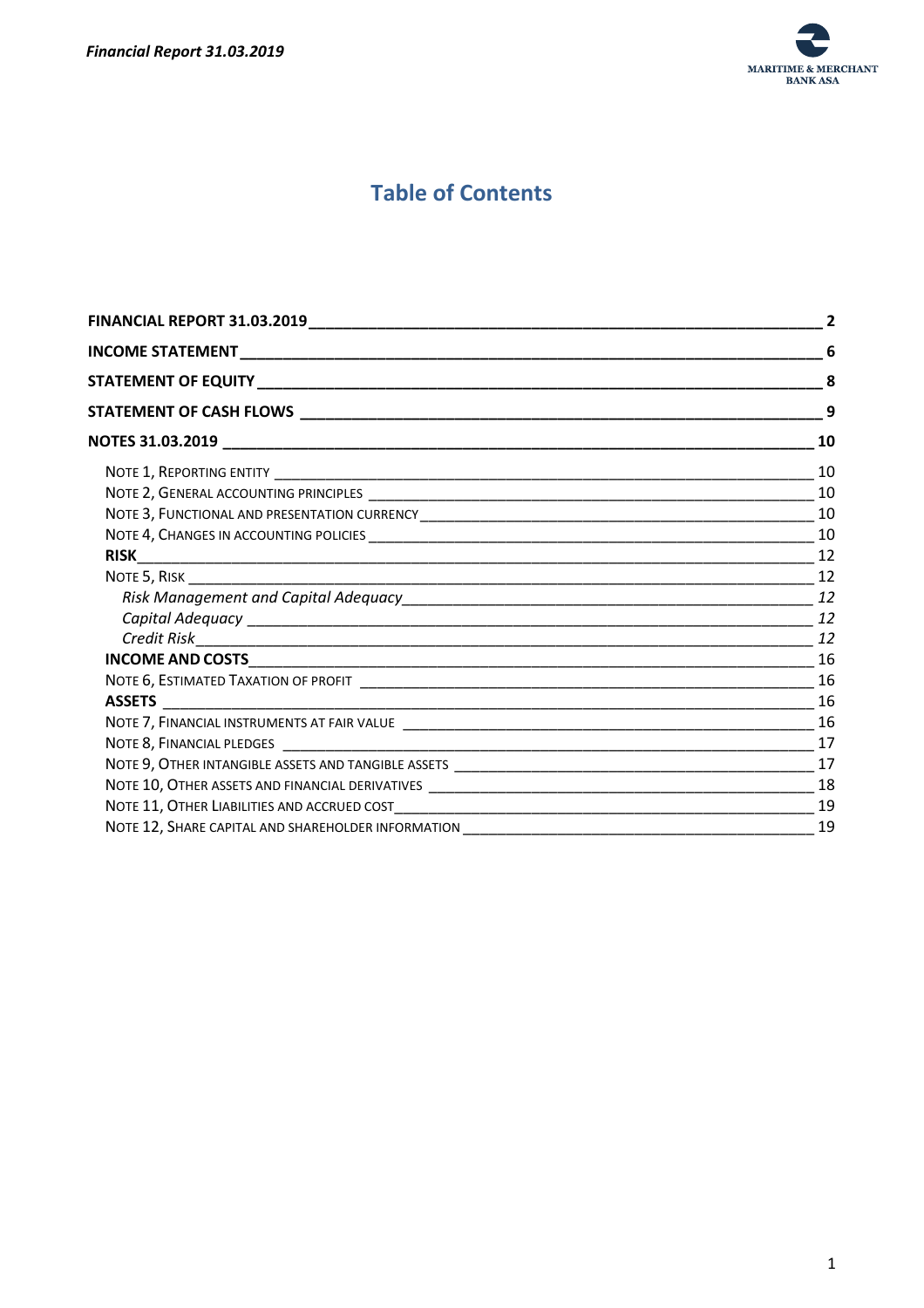# Table of Contents

**FINANCIAL REPORT 31.03.2019** ____ **2**

**INCOME STATEMENT** ____ **6**

**STATEMENT OF EQUITY** ____ **8**

**STATEMENT OF CASH FLOWS** ____ **9**

**NOTES 31.03.2019** ____ **10**

- NOTE 1, REPORTING ENTITY ____ 10
- NOTE 2, GENERAL ACCOUNTING PRINCIPLES ____ 10
- NOTE 3, FUNCTIONAL AND PRESENTATION CURRENCY ____ 10
- NOTE 4, CHANGES IN ACCOUNTING POLICIES ____ 10
- **RISK** ____ 12
- NOTE 5, RISK ____ 12
  - *Risk Management and Capital Adequacy* ____ *12*
  - *Capital Adequacy* ____ *12*
  - *Credit Risk* ____ *12*
- **INCOME AND COSTS** ____ 16
- NOTE 6, ESTIMATED TAXATION OF PROFIT ____ 16
- **ASSETS** ____ 16
- NOTE 7, FINANCIAL INSTRUMENTS AT FAIR VALUE ____ 16
- NOTE 8, FINANCIAL PLEDGES ____ 17
- NOTE 9, OTHER INTANGIBLE ASSETS AND TANGIBLE ASSETS ____ 17
- NOTE 10, OTHER ASSETS AND FINANCIAL DERIVATIVES ____ 18
- NOTE 11, OTHER LIABILITIES AND ACCRUED COST ____ 19
- NOTE 12, SHARE CAPITAL AND SHAREHOLDER INFORMATION ____ 19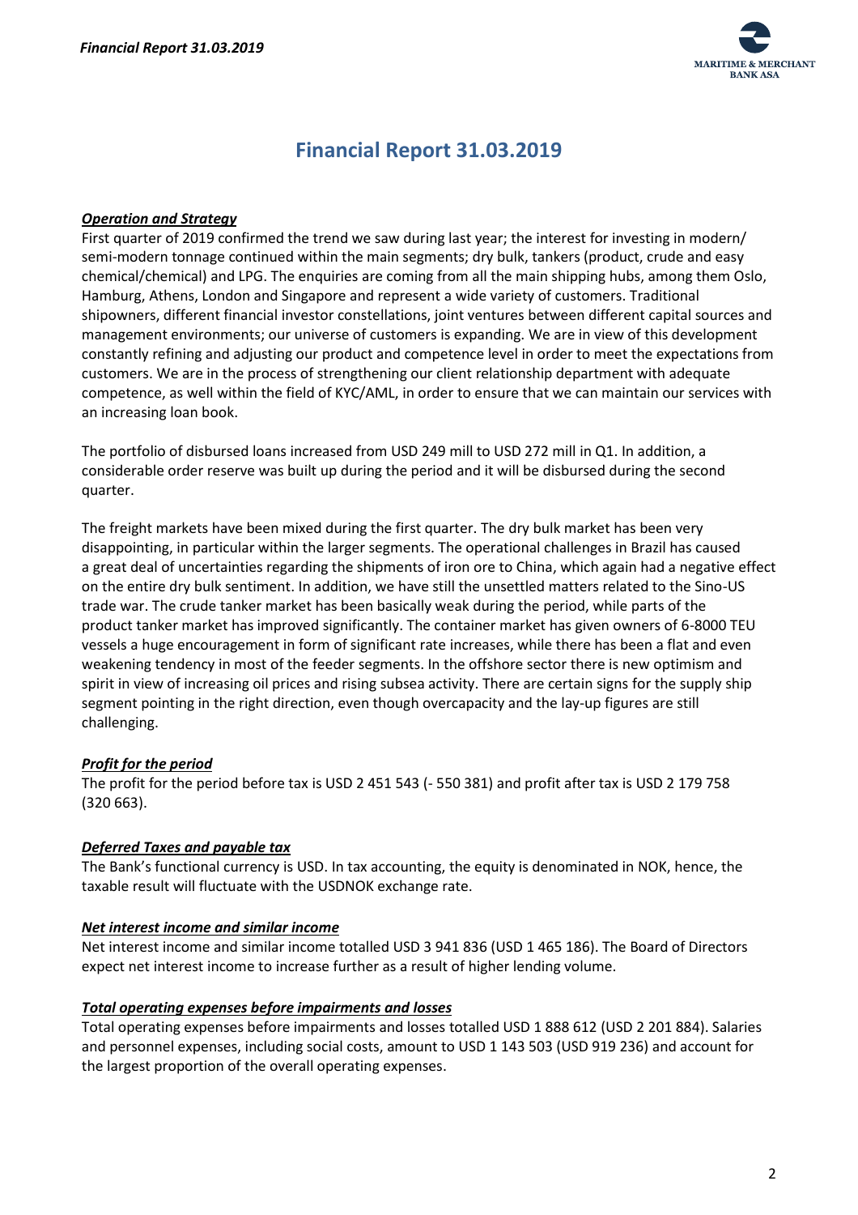# Financial Report 31.03.2019

***Operation and Strategy***

First quarter of 2019 confirmed the trend we saw during last year; the interest for investing in modern/ semi-modern tonnage continued within the main segments; dry bulk, tankers (product, crude and easy chemical/chemical) and LPG. The enquiries are coming from all the main shipping hubs, among them Oslo, Hamburg, Athens, London and Singapore and represent a wide variety of customers. Traditional shipowners, different financial investor constellations, joint ventures between different capital sources and management environments; our universe of customers is expanding. We are in view of this development constantly refining and adjusting our product and competence level in order to meet the expectations from customers. We are in the process of strengthening our client relationship department with adequate competence, as well within the field of KYC/AML, in order to ensure that we can maintain our services with an increasing loan book.

The portfolio of disbursed loans increased from USD 249 mill to USD 272 mill in Q1. In addition, a considerable order reserve was built up during the period and it will be disbursed during the second quarter.

The freight markets have been mixed during the first quarter. The dry bulk market has been very disappointing, in particular within the larger segments. The operational challenges in Brazil has caused a great deal of uncertainties regarding the shipments of iron ore to China, which again had a negative effect on the entire dry bulk sentiment. In addition, we have still the unsettled matters related to the Sino-US trade war. The crude tanker market has been basically weak during the period, while parts of the product tanker market has improved significantly. The container market has given owners of 6-8000 TEU vessels a huge encouragement in form of significant rate increases, while there has been a flat and even weakening tendency in most of the feeder segments. In the offshore sector there is new optimism and spirit in view of increasing oil prices and rising subsea activity. There are certain signs for the supply ship segment pointing in the right direction, even though overcapacity and the lay-up figures are still challenging.

***Profit for the period***

The profit for the period before tax is USD 2 451 543 (- 550 381) and profit after tax is USD 2 179 758 (320 663).

***Deferred Taxes and payable tax***

The Bank's functional currency is USD. In tax accounting, the equity is denominated in NOK, hence, the taxable result will fluctuate with the USDNOK exchange rate.

***Net interest income and similar income***

Net interest income and similar income totalled USD 3 941 836 (USD 1 465 186). The Board of Directors expect net interest income to increase further as a result of higher lending volume.

***Total operating expenses before impairments and losses***

Total operating expenses before impairments and losses totalled USD 1 888 612 (USD 2 201 884). Salaries and personnel expenses, including social costs, amount to USD 1 143 503 (USD 919 236) and account for the largest proportion of the overall operating expenses.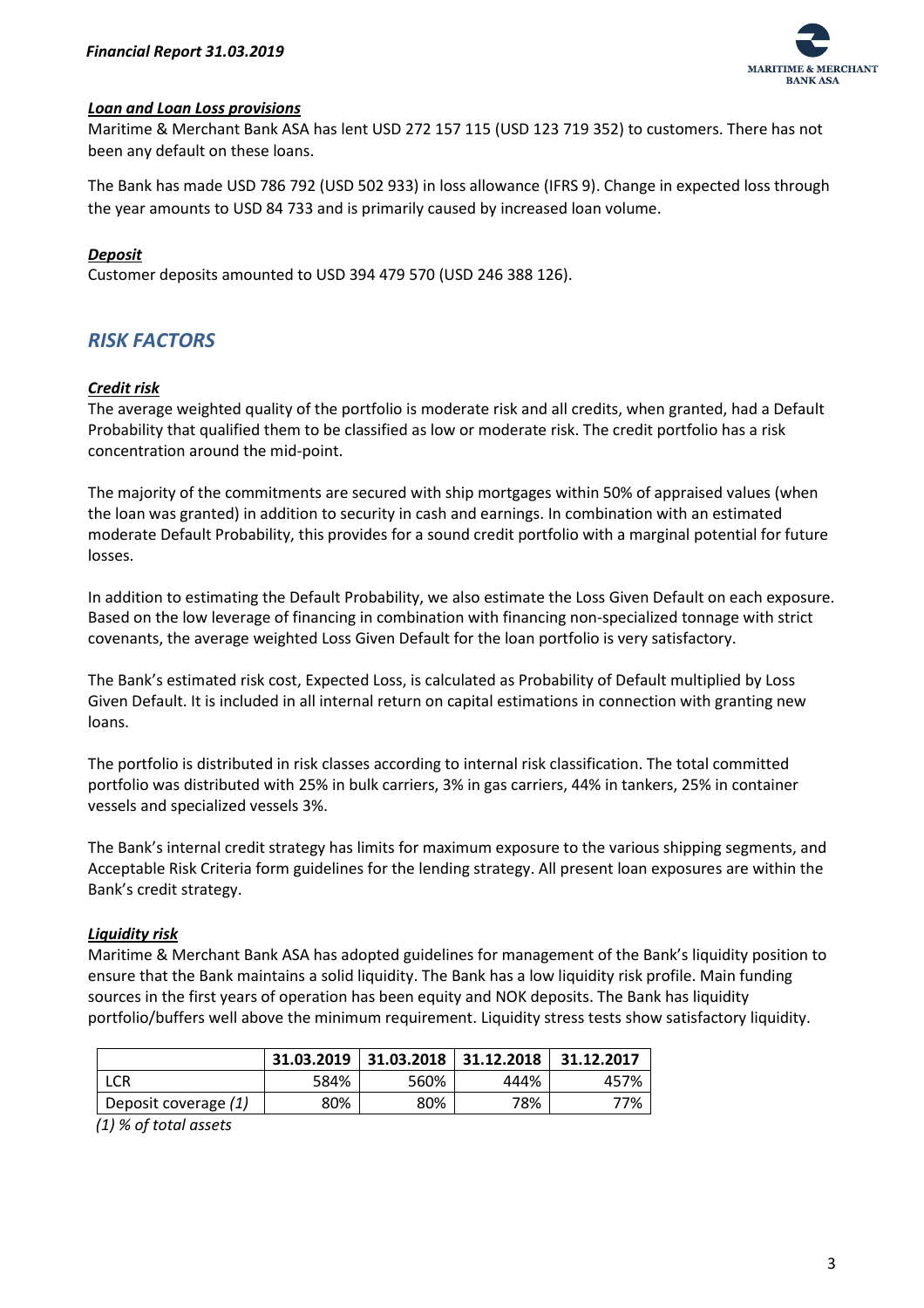#### *Loan and Loan Loss provisions*

Maritime & Merchant Bank ASA has lent USD 272 157 115 (USD 123 719 352) to customers. There has not been any default on these loans.

The Bank has made USD 786 792 (USD 502 933) in loss allowance (IFRS 9). Change in expected loss through the year amounts to USD 84 733 and is primarily caused by increased loan volume.

#### *Deposit*

Customer deposits amounted to USD 394 479 570 (USD 246 388 126).

## *RISK FACTORS*

#### *Credit risk*

The average weighted quality of the portfolio is moderate risk and all credits, when granted, had a Default Probability that qualified them to be classified as low or moderate risk. The credit portfolio has a risk concentration around the mid-point.

The majority of the commitments are secured with ship mortgages within 50% of appraised values (when the loan was granted) in addition to security in cash and earnings. In combination with an estimated moderate Default Probability, this provides for a sound credit portfolio with a marginal potential for future losses.

In addition to estimating the Default Probability, we also estimate the Loss Given Default on each exposure. Based on the low leverage of financing in combination with financing non-specialized tonnage with strict covenants, the average weighted Loss Given Default for the loan portfolio is very satisfactory.

The Bank's estimated risk cost, Expected Loss, is calculated as Probability of Default multiplied by Loss Given Default. It is included in all internal return on capital estimations in connection with granting new loans.

The portfolio is distributed in risk classes according to internal risk classification. The total committed portfolio was distributed with 25% in bulk carriers, 3% in gas carriers, 44% in tankers, 25% in container vessels and specialized vessels 3%.

The Bank's internal credit strategy has limits for maximum exposure to the various shipping segments, and Acceptable Risk Criteria form guidelines for the lending strategy. All present loan exposures are within the Bank's credit strategy.

#### *Liquidity risk*

Maritime & Merchant Bank ASA has adopted guidelines for management of the Bank's liquidity position to ensure that the Bank maintains a solid liquidity. The Bank has a low liquidity risk profile. Main funding sources in the first years of operation has been equity and NOK deposits. The Bank has liquidity portfolio/buffers well above the minimum requirement. Liquidity stress tests show satisfactory liquidity.

| | **31.03.2019** | **31.03.2018** | **31.12.2018** | **31.12.2017** |
|---|---|---|---|---|
| LCR | 584% | 560% | 444% | 457% |
| Deposit coverage *(1)* | 80% | 80% | 78% | 77% |

*(1) % of total assets*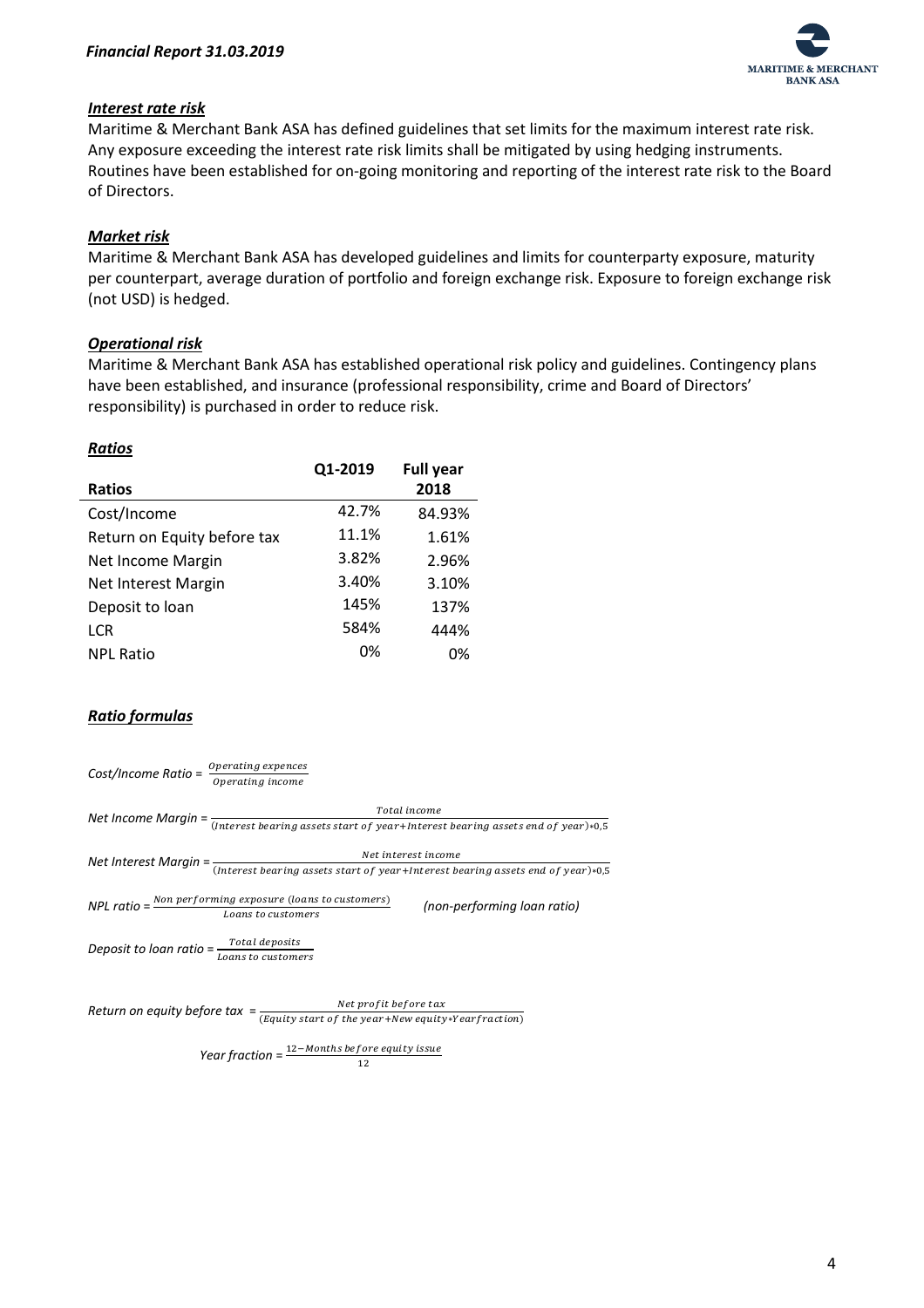### *Interest rate risk*

Maritime & Merchant Bank ASA has defined guidelines that set limits for the maximum interest rate risk. Any exposure exceeding the interest rate risk limits shall be mitigated by using hedging instruments. Routines have been established for on-going monitoring and reporting of the interest rate risk to the Board of Directors.

### *Market risk*

Maritime & Merchant Bank ASA has developed guidelines and limits for counterparty exposure, maturity per counterpart, average duration of portfolio and foreign exchange risk. Exposure to foreign exchange risk (not USD) is hedged.

### *Operational risk*

Maritime & Merchant Bank ASA has established operational risk policy and guidelines. Contingency plans have been established, and insurance (professional responsibility, crime and Board of Directors' responsibility) is purchased in order to reduce risk.

### *Ratios*

| Ratios | Q1-2019 | Full year 2018 |
|---|---|---|
| Cost/Income | 42.7% | 84.93% |
| Return on Equity before tax | 11.1% | 1.61% |
| Net Income Margin | 3.82% | 2.96% |
| Net Interest Margin | 3.40% | 3.10% |
| Deposit to loan | 145% | 137% |
| LCR | 584% | 444% |
| NPL Ratio | 0% | 0% |

### *Ratio formulas*

*Cost/Income Ratio* = $\frac{Operating\ expences}{Operating\ income}$

*Net Income Margin* = $\frac{Total\ income}{(Interest\ bearing\ assets\ start\ of\ year + Interest\ bearing\ assets\ end\ of\ year)*0,5}$

*Net Interest Margin* = $\frac{Net\ interest\ income}{(Interest\ bearing\ assets\ start\ of\ year + Interest\ bearing\ assets\ end\ of\ year)*0,5}$

*NPL ratio* = $\frac{Non\ performing\ exposure\ (loans\ to\ customers)}{Loans\ to\ customers}$ *(non-performing loan ratio)*

*Deposit to loan ratio* = $\frac{Total\ deposits}{Loans\ to\ customers}$

*Return on equity before tax* = $\frac{Net\ profit\ before\ tax}{(Equity\ start\ of\ the\ year + New\ equity * Year fraction)}$

*Year fraction* = $\frac{12 - Months\ before\ equity\ issue}{12}$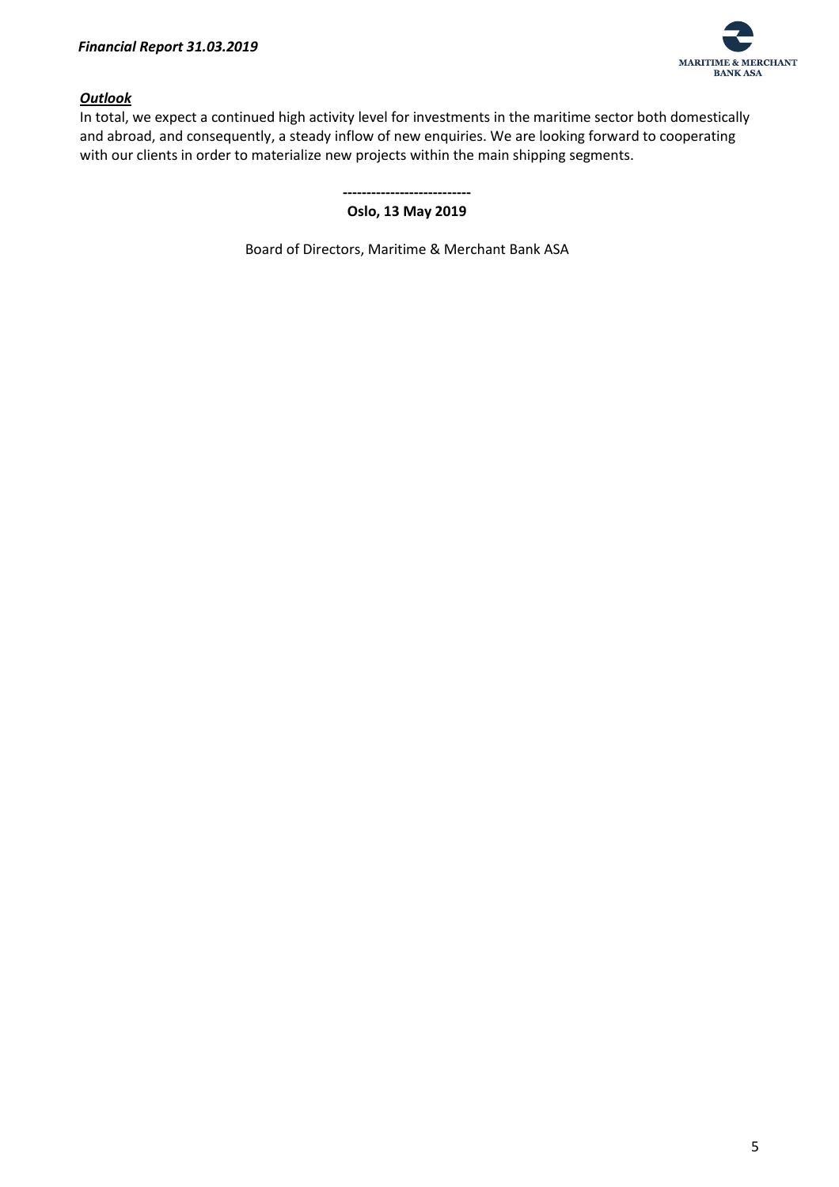***Outlook***

In total, we expect a continued high activity level for investments in the maritime sector both domestically and abroad, and consequently, a steady inflow of new enquiries. We are looking forward to cooperating with our clients in order to materialize new projects within the main shipping segments.

**---------------------------**

**Oslo, 13 May 2019**

Board of Directors, Maritime & Merchant Bank ASA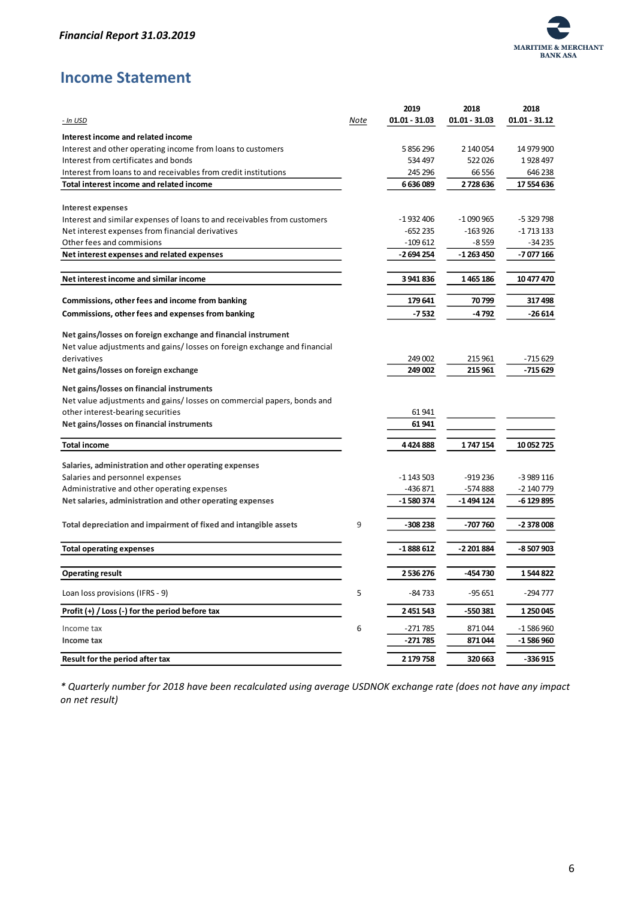# Income Statement

| - In USD | Note | 2019<br>01.01 - 31.03 | 2018<br>01.01 - 31.03 | 2018<br>01.01 - 31.12 |
|---|---|---|---|---|
| **Interest income and related income** | | | | |
| Interest and other operating income from loans to customers | | 5 856 296 | 2 140 054 | 14 979 900 |
| Interest from certificates and bonds | | 534 497 | 522 026 | 1 928 497 |
| Interest from loans to and receivables from credit institutions | | 245 296 | 66 556 | 646 238 |
| **Total interest income and related income** | | **6 636 089** | **2 728 636** | **17 554 636** |
| | | | | |
| **Interest expenses** | | | | |
| Interest and similar expenses of loans to and receivables from customers | | -1 932 406 | -1 090 965 | -5 329 798 |
| Net interest expenses from financial derivatives | | -652 235 | -163 926 | -1 713 133 |
| Other fees and commisions | | -109 612 | -8 559 | -34 235 |
| **Net interest expenses and related expenses** | | **-2 694 254** | **-1 263 450** | **-7 077 166** |
| | | | | |
| **Net interest income and similar income** | | **3 941 836** | **1 465 186** | **10 477 470** |
| | | | | |
| **Commissions, other fees and income from banking** | | **179 641** | **70 799** | **317 498** |
| **Commissions, other fees and expenses from banking** | | **-7 532** | **-4 792** | **-26 614** |
| | | | | |
| **Net gains/losses on foreign exchange and financial instrument** | | | | |
| Net value adjustments and gains/ losses on foreign exchange and financial derivatives | | 249 002 | 215 961 | -715 629 |
| **Net gains/losses on foreign exchange** | | **249 002** | **215 961** | **-715 629** |
| | | | | |
| **Net gains/losses on financial instruments** | | | | |
| Net value adjustments and gains/ losses on commercial papers, bonds and other interest-bearing securities | | 61 941 | | |
| **Net gains/losses on financial instruments** | | **61 941** | | |
| | | | | |
| **Total income** | | **4 424 888** | **1 747 154** | **10 052 725** |
| | | | | |
| **Salaries, administration and other operating expenses** | | | | |
| Salaries and personnel expenses | | -1 143 503 | -919 236 | -3 989 116 |
| Administrative and other operating expenses | | -436 871 | -574 888 | -2 140 779 |
| **Net salaries, administration and other operating expenses** | | **-1 580 374** | **-1 494 124** | **-6 129 895** |
| | | | | |
| **Total depreciation and impairment of fixed and intangible assets** | 9 | **-308 238** | **-707 760** | **-2 378 008** |
| | | | | |
| **Total operating expenses** | | **-1 888 612** | **-2 201 884** | **-8 507 903** |
| | | | | |
| **Operating result** | | **2 536 276** | **-454 730** | **1 544 822** |
| | | | | |
| Loan loss provisions (IFRS - 9) | 5 | -84 733 | -95 651 | -294 777 |
| **Profit (+) / Loss (-) for the period before tax** | | **2 451 543** | **-550 381** | **1 250 045** |
| | | | | |
| Income tax | 6 | -271 785 | 871 044 | -1 586 960 |
| **Income tax** | | **-271 785** | **871 044** | **-1 586 960** |
| | | | | |
| **Result for the period after tax** | | **2 179 758** | **320 663** | **-336 915** |

*\* Quarterly number for 2018 have been recalculated using average USDNOK exchange rate (does not have any impact on net result)*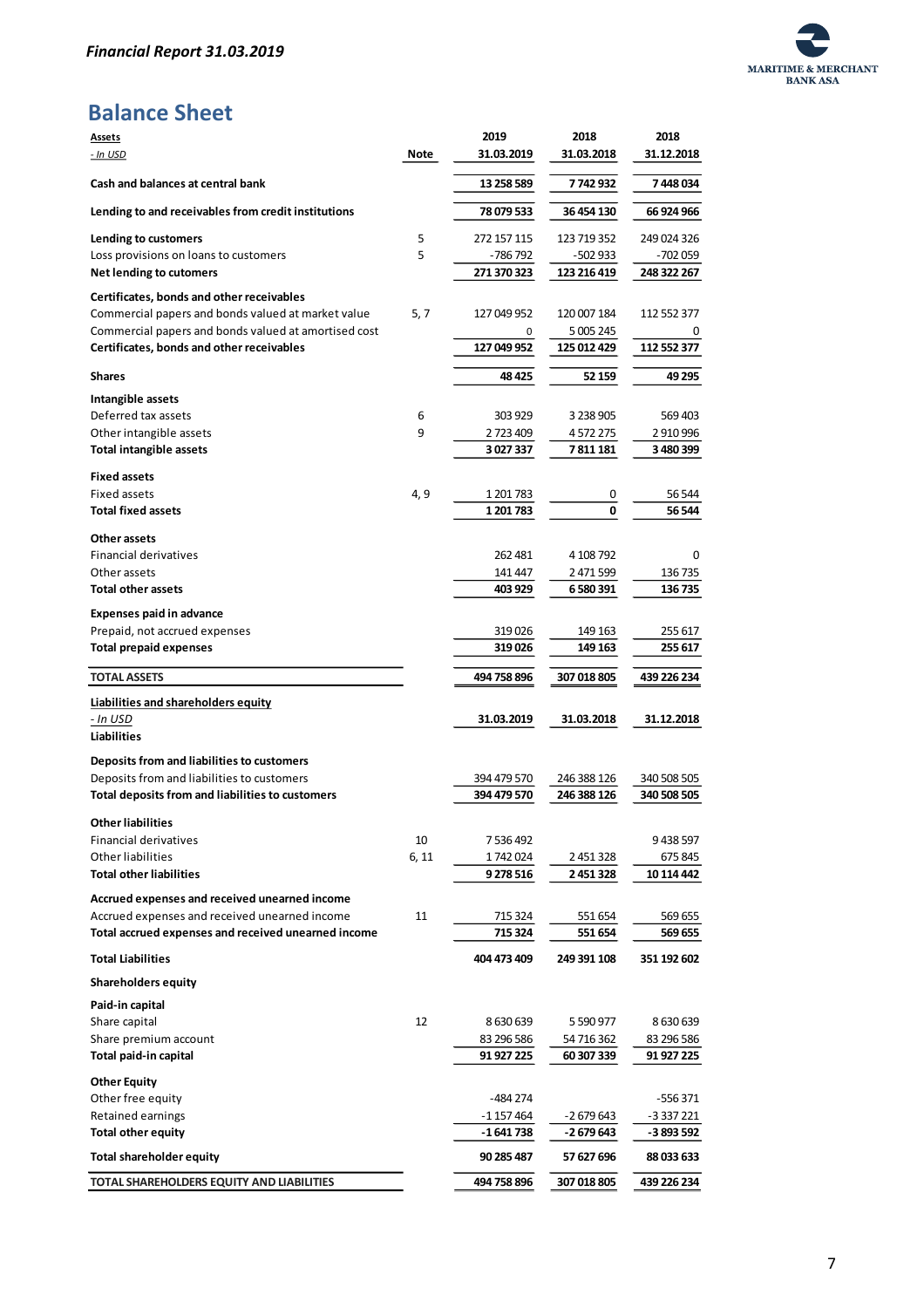## Balance Sheet

| Assets<br>- In USD | Note | 2019<br>31.03.2019 | 2018<br>31.03.2018 | 2018<br>31.12.2018 |
|---|---|---|---|---|
| **Cash and balances at central bank** | | **13 258 589** | **7 742 932** | **7 448 034** |
| **Lending to and receivables from credit institutions** | | **78 079 533** | **36 454 130** | **66 924 966** |
| **Lending to customers** | 5 | 272 157 115 | 123 719 352 | 249 024 326 |
| Loss provisions on loans to customers | 5 | -786 792 | -502 933 | -702 059 |
| **Net lending to cutomers** | | **271 370 323** | **123 216 419** | **248 322 267** |
| **Certificates, bonds and other receivables** | | | | |
| Commercial papers and bonds valued at market value | 5, 7 | 127 049 952 | 120 007 184 | 112 552 377 |
| Commercial papers and bonds valued at amortised cost | | 0 | 5 005 245 | 0 |
| **Certificates, bonds and other receivables** | | **127 049 952** | **125 012 429** | **112 552 377** |
| **Shares** | | **48 425** | **52 159** | **49 295** |
| **Intangible assets** | | | | |
| Deferred tax assets | 6 | 303 929 | 3 238 905 | 569 403 |
| Other intangible assets | 9 | 2 723 409 | 4 572 275 | 2 910 996 |
| **Total intangible assets** | | **3 027 337** | **7 811 181** | **3 480 399** |
| **Fixed assets** | | | | |
| Fixed assets | 4, 9 | 1 201 783 | 0 | 56 544 |
| **Total fixed assets** | | **1 201 783** | **0** | **56 544** |
| **Other assets** | | | | |
| Financial derivatives | | 262 481 | 4 108 792 | 0 |
| Other assets | | 141 447 | 2 471 599 | 136 735 |
| **Total other assets** | | **403 929** | **6 580 391** | **136 735** |
| **Expenses paid in advance** | | | | |
| Prepaid, not accrued expenses | | 319 026 | 149 163 | 255 617 |
| **Total prepaid expenses** | | **319 026** | **149 163** | **255 617** |
| **TOTAL ASSETS** | | **494 758 896** | **307 018 805** | **439 226 234** |

| Liabilities and shareholders equity<br>- In USD | Note | 31.03.2019 | 31.03.2018 | 31.12.2018 |
|---|---|---|---|---|
| **Liabilities** | | | | |
| **Deposits from and liabilities to customers** | | | | |
| Deposits from and liabilities to customers | | 394 479 570 | 246 388 126 | 340 508 505 |
| **Total deposits from and liabilities to customers** | | **394 479 570** | **246 388 126** | **340 508 505** |
| **Other liabilities** | | | | |
| Financial derivatives | 10 | 7 536 492 | | 9 438 597 |
| Other liabilities | 6, 11 | 1 742 024 | 2 451 328 | 675 845 |
| **Total other liabilities** | | **9 278 516** | **2 451 328** | **10 114 442** |
| **Accrued expenses and received unearned income** | | | | |
| Accrued expenses and received unearned income | 11 | 715 324 | 551 654 | 569 655 |
| **Total accrued expenses and received unearned income** | | **715 324** | **551 654** | **569 655** |
| **Total Liabilities** | | **404 473 409** | **249 391 108** | **351 192 602** |
| **Shareholders equity** | | | | |
| **Paid-in capital** | | | | |
| Share capital | 12 | 8 630 639 | 5 590 977 | 8 630 639 |
| Share premium account | | 83 296 586 | 54 716 362 | 83 296 586 |
| **Total paid-in capital** | | **91 927 225** | **60 307 339** | **91 927 225** |
| **Other Equity** | | | | |
| Other free equity | | -484 274 | | -556 371 |
| Retained earnings | | -1 157 464 | -2 679 643 | -3 337 221 |
| **Total other equity** | | **-1 641 738** | **-2 679 643** | **-3 893 592** |
| **Total shareholder equity** | | **90 285 487** | **57 627 696** | **88 033 633** |
| **TOTAL SHAREHOLDERS EQUITY AND LIABILITIES** | | **494 758 896** | **307 018 805** | **439 226 234** |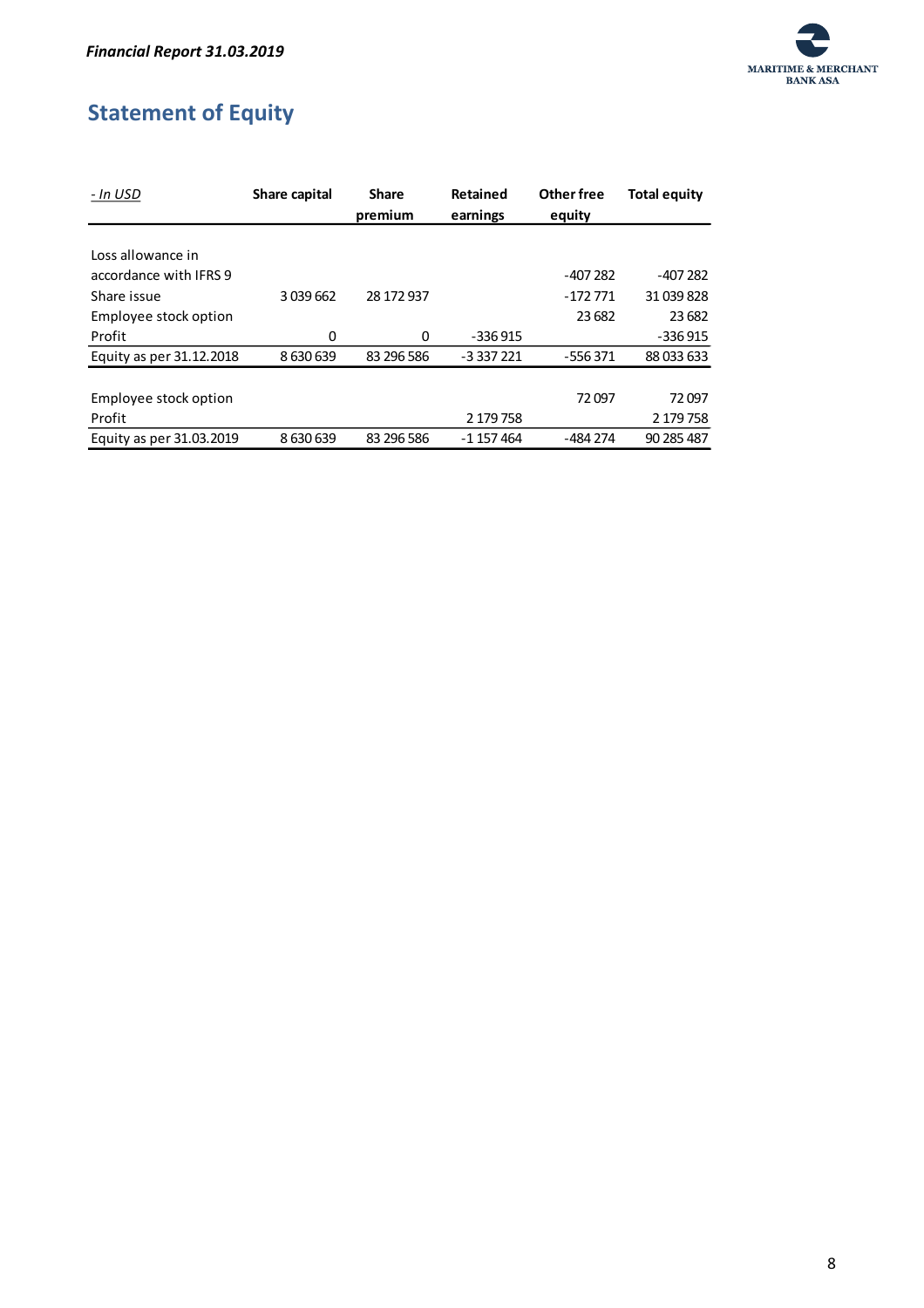## Statement of Equity

| *- In USD* | Share capital | Share premium | Retained earnings | Other free equity | Total equity |
|---|---|---|---|---|---|
| Loss allowance in accordance with IFRS 9 | | | | -407 282 | -407 282 |
| Share issue | 3 039 662 | 28 172 937 | | -172 771 | 31 039 828 |
| Employee stock option | | | | 23 682 | 23 682 |
| Profit | 0 | 0 | -336 915 | | -336 915 |
| Equity as per 31.12.2018 | 8 630 639 | 83 296 586 | -3 337 221 | -556 371 | 88 033 633 |
| | | | | | |
| Employee stock option | | | | 72 097 | 72 097 |
| Profit | | | 2 179 758 | | 2 179 758 |
| Equity as per 31.03.2019 | 8 630 639 | 83 296 586 | -1 157 464 | -484 274 | 90 285 487 |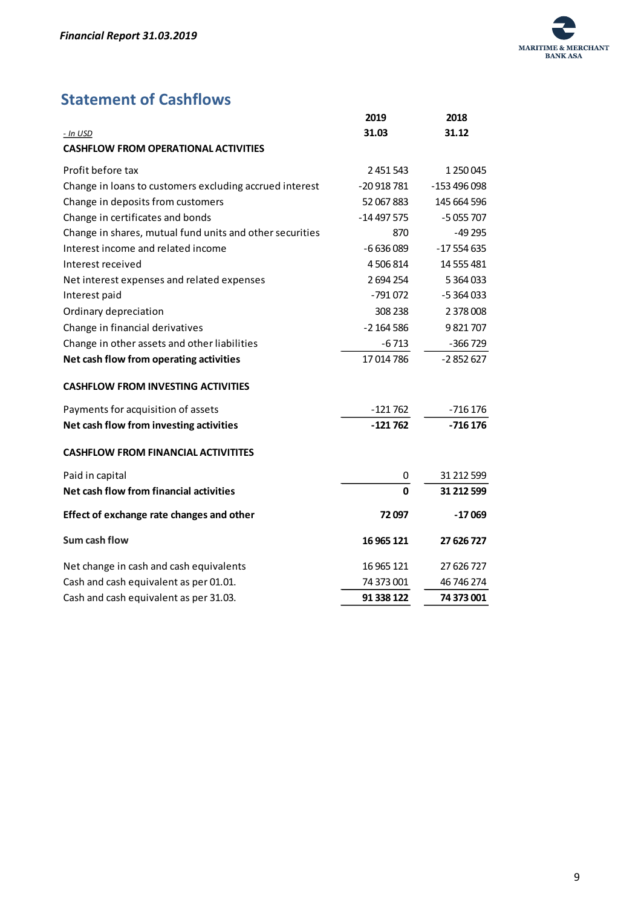## Statement of Cashflows

| - In USD | 2019<br>31.03 | 2018<br>31.12 |
|---|---|---|
| **CASHFLOW FROM OPERATIONAL ACTIVITIES** | | |
| Profit before tax | 2 451 543 | 1 250 045 |
| Change in loans to customers excluding accrued interest | -20 918 781 | -153 496 098 |
| Change in deposits from customers | 52 067 883 | 145 664 596 |
| Change in certificates and bonds | -14 497 575 | -5 055 707 |
| Change in shares, mutual fund units and other securities | 870 | -49 295 |
| Interest income and related income | -6 636 089 | -17 554 635 |
| Interest received | 4 506 814 | 14 555 481 |
| Net interest expenses and related expenses | 2 694 254 | 5 364 033 |
| Interest paid | -791 072 | -5 364 033 |
| Ordinary depreciation | 308 238 | 2 378 008 |
| Change in financial derivatives | -2 164 586 | 9 821 707 |
| Change in other assets and other liabilities | -6 713 | -366 729 |
| **Net cash flow from operating activities** | 17 014 786 | -2 852 627 |
| **CASHFLOW FROM INVESTING ACTIVITIES** | | |
| Payments for acquisition of assets | -121 762 | -716 176 |
| **Net cash flow from investing activities** | **-121 762** | **-716 176** |
| **CASHFLOW FROM FINANCIAL ACTIVITITES** | | |
| Paid in capital | 0 | 31 212 599 |
| **Net cash flow from financial activities** | **0** | **31 212 599** |
| **Effect of exchange rate changes and other** | **72 097** | **-17 069** |
| **Sum cash flow** | **16 965 121** | **27 626 727** |
| Net change in cash and cash equivalents | 16 965 121 | 27 626 727 |
| Cash and cash equivalent as per 01.01. | 74 373 001 | 46 746 274 |
| Cash and cash equivalent as per 31.03. | **91 338 122** | **74 373 001** |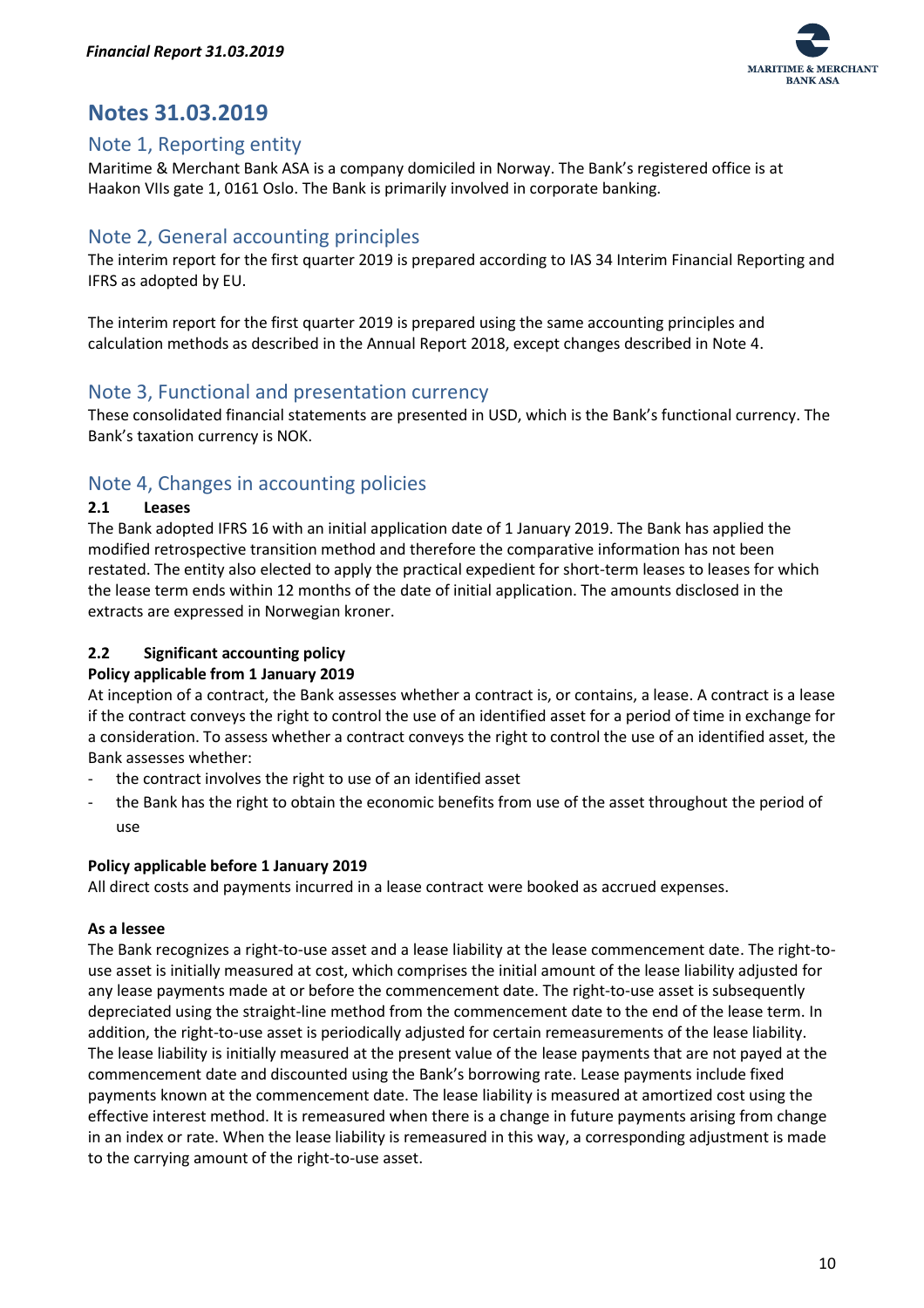# Notes 31.03.2019

## Note 1, Reporting entity

Maritime & Merchant Bank ASA is a company domiciled in Norway. The Bank's registered office is at Haakon VIIs gate 1, 0161 Oslo. The Bank is primarily involved in corporate banking.

## Note 2, General accounting principles

The interim report for the first quarter 2019 is prepared according to IAS 34 Interim Financial Reporting and IFRS as adopted by EU.

The interim report for the first quarter 2019 is prepared using the same accounting principles and calculation methods as described in the Annual Report 2018, except changes described in Note 4.

## Note 3, Functional and presentation currency

These consolidated financial statements are presented in USD, which is the Bank's functional currency. The Bank's taxation currency is NOK.

## Note 4, Changes in accounting policies

### 2.1 Leases

The Bank adopted IFRS 16 with an initial application date of 1 January 2019. The Bank has applied the modified retrospective transition method and therefore the comparative information has not been restated. The entity also elected to apply the practical expedient for short-term leases to leases for which the lease term ends within 12 months of the date of initial application. The amounts disclosed in the extracts are expressed in Norwegian kroner.

### 2.2 Significant accounting policy

**Policy applicable from 1 January 2019**

At inception of a contract, the Bank assesses whether a contract is, or contains, a lease. A contract is a lease if the contract conveys the right to control the use of an identified asset for a period of time in exchange for a consideration. To assess whether a contract conveys the right to control the use of an identified asset, the Bank assesses whether:

- the contract involves the right to use of an identified asset
- the Bank has the right to obtain the economic benefits from use of the asset throughout the period of use

**Policy applicable before 1 January 2019**

All direct costs and payments incurred in a lease contract were booked as accrued expenses.

**As a lessee**

The Bank recognizes a right-to-use asset and a lease liability at the lease commencement date. The right-to-use asset is initially measured at cost, which comprises the initial amount of the lease liability adjusted for any lease payments made at or before the commencement date. The right-to-use asset is subsequently depreciated using the straight-line method from the commencement date to the end of the lease term. In addition, the right-to-use asset is periodically adjusted for certain remeasurements of the lease liability. The lease liability is initially measured at the present value of the lease payments that are not payed at the commencement date and discounted using the Bank's borrowing rate. Lease payments include fixed payments known at the commencement date. The lease liability is measured at amortized cost using the effective interest method. It is remeasured when there is a change in future payments arising from change in an index or rate. When the lease liability is remeasured in this way, a corresponding adjustment is made to the carrying amount of the right-to-use asset.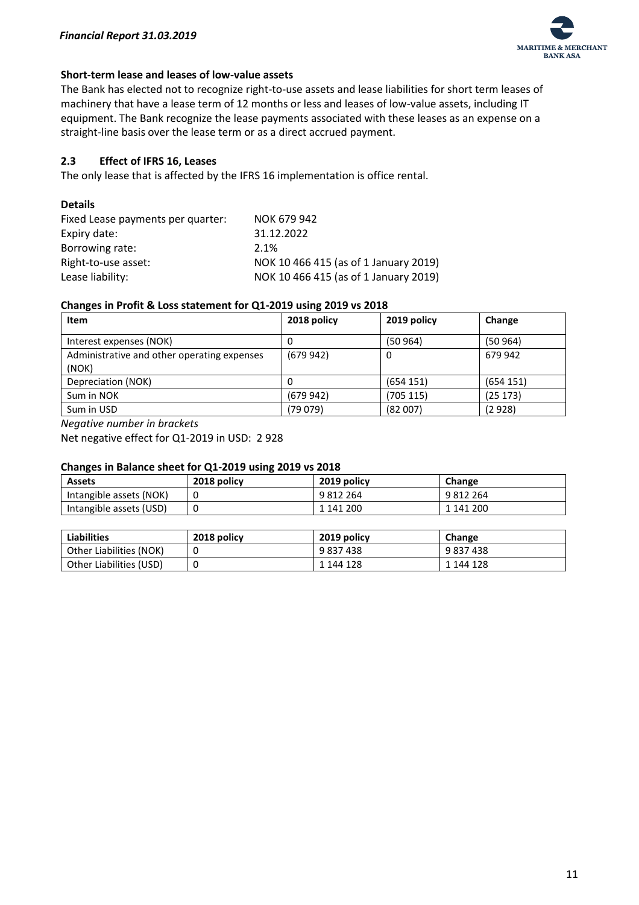**Short-term lease and leases of low-value assets**

The Bank has elected not to recognize right-to-use assets and lease liabilities for short term leases of machinery that have a lease term of 12 months or less and leases of low-value assets, including IT equipment. The Bank recognize the lease payments associated with these leases as an expense on a straight-line basis over the lease term or as a direct accrued payment.

### 2.3 Effect of IFRS 16, Leases

The only lease that is affected by the IFRS 16 implementation is office rental.

**Details**

| | |
|---|---|
| Fixed Lease payments per quarter: | NOK 679 942 |
| Expiry date: | 31.12.2022 |
| Borrowing rate: | 2.1% |
| Right-to-use asset: | NOK 10 466 415 (as of 1 January 2019) |
| Lease liability: | NOK 10 466 415 (as of 1 January 2019) |

**Changes in Profit & Loss statement for Q1-2019 using 2019 vs 2018**

| Item | 2018 policy | 2019 policy | Change |
|---|---|---|---|
| Interest expenses (NOK) | 0 | (50 964) | (50 964) |
| Administrative and other operating expenses (NOK) | (679 942) | 0 | 679 942 |
| Depreciation (NOK) | 0 | (654 151) | (654 151) |
| Sum in NOK | (679 942) | (705 115) | (25 173) |
| Sum in USD | (79 079) | (82 007) | (2 928) |

*Negative number in brackets*

Net negative effect for Q1-2019 in USD: 2 928

**Changes in Balance sheet for Q1-2019 using 2019 vs 2018**

| Assets | 2018 policy | 2019 policy | Change |
|---|---|---|---|
| Intangible assets (NOK) | 0 | 9 812 264 | 9 812 264 |
| Intangible assets (USD) | 0 | 1 141 200 | 1 141 200 |

| Liabilities | 2018 policy | 2019 policy | Change |
|---|---|---|---|
| Other Liabilities (NOK) | 0 | 9 837 438 | 9 837 438 |
| Other Liabilities (USD) | 0 | 1 144 128 | 1 144 128 |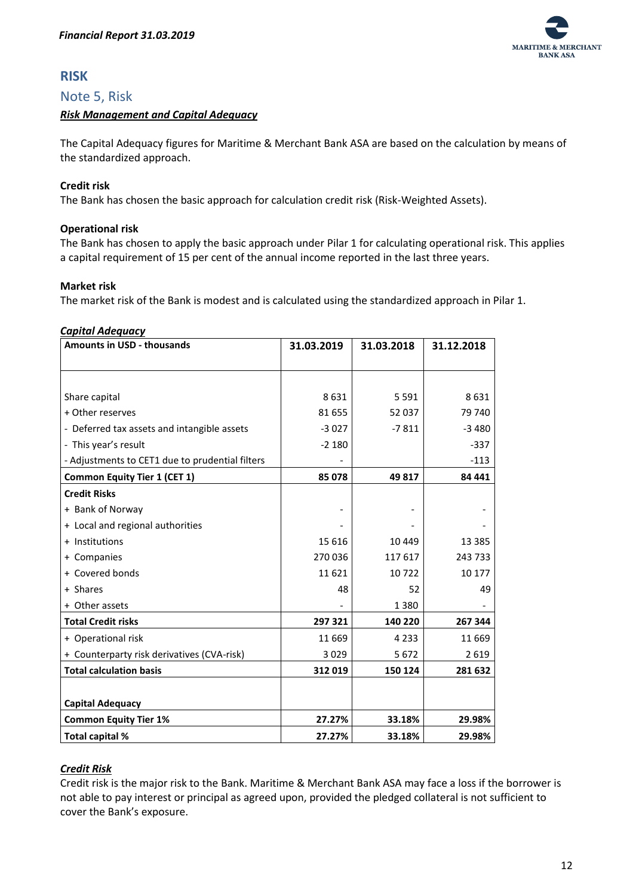## RISK

### Note 5, Risk

***Risk Management and Capital Adequacy***

The Capital Adequacy figures for Maritime & Merchant Bank ASA are based on the calculation by means of the standardized approach.

**Credit risk**

The Bank has chosen the basic approach for calculation credit risk (Risk-Weighted Assets).

**Operational risk**

The Bank has chosen to apply the basic approach under Pilar 1 for calculating operational risk. This applies a capital requirement of 15 per cent of the annual income reported in the last three years.

**Market risk**

The market risk of the Bank is modest and is calculated using the standardized approach in Pilar 1.

***Capital Adequacy***

| Amounts in USD - thousands | 31.03.2019 | 31.03.2018 | 31.12.2018 |
|---|---|---|---|
| | | | |
| Share capital | 8 631 | 5 591 | 8 631 |
| + Other reserves | 81 655 | 52 037 | 79 740 |
| - Deferred tax assets and intangible assets | -3 027 | -7 811 | -3 480 |
| - This year's result | -2 180 | | -337 |
| - Adjustments to CET1 due to prudential filters | - | | -113 |
| **Common Equity Tier 1 (CET 1)** | **85 078** | **49 817** | **84 441** |
| **Credit Risks** | | | |
| + Bank of Norway | - | - | - |
| + Local and regional authorities | - | - | - |
| + Institutions | 15 616 | 10 449 | 13 385 |
| + Companies | 270 036 | 117 617 | 243 733 |
| + Covered bonds | 11 621 | 10 722 | 10 177 |
| + Shares | 48 | 52 | 49 |
| + Other assets | - | 1 380 | - |
| **Total Credit risks** | **297 321** | **140 220** | **267 344** |
| + Operational risk | 11 669 | 4 233 | 11 669 |
| + Counterparty risk derivatives (CVA-risk) | 3 029 | 5 672 | 2 619 |
| **Total calculation basis** | **312 019** | **150 124** | **281 632** |
| | | | |
| **Capital Adequacy** | | | |
| **Common Equity Tier 1%** | **27.27%** | **33.18%** | **29.98%** |
| **Total capital %** | **27.27%** | **33.18%** | **29.98%** |

***Credit Risk***

Credit risk is the major risk to the Bank. Maritime & Merchant Bank ASA may face a loss if the borrower is not able to pay interest or principal as agreed upon, provided the pledged collateral is not sufficient to cover the Bank's exposure.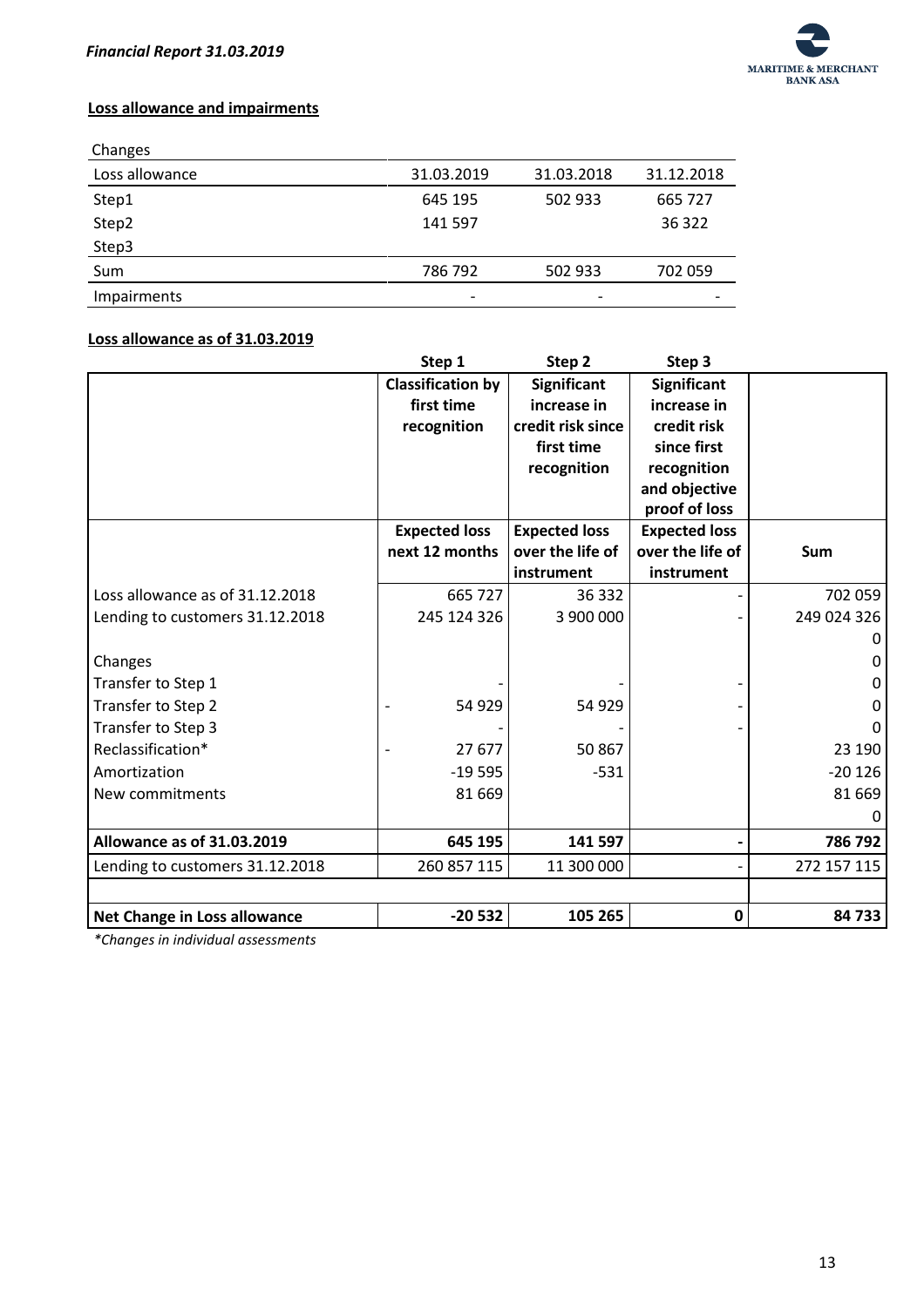## Loss allowance and impairments

| Changes | | | |
|---|---|---|---|
| Loss allowance | 31.03.2019 | 31.03.2018 | 31.12.2018 |
| Step1 | 645 195 | 502 933 | 665 727 |
| Step2 | 141 597 | | 36 322 |
| Step3 | | | |
| Sum | 786 792 | 502 933 | 702 059 |
| Impairments | - | - | - |

## Loss allowance as of 31.03.2019

| | Step 1 | Step 2 | Step 3 | |
|---|---|---|---|---|
| | **Classification by first time recognition** | **Significant increase in credit risk since first time recognition** | **Significant increase in credit risk since first recognition and objective proof of loss** | |
| | **Expected loss next 12 months** | **Expected loss over the life of instrument** | **Expected loss over the life of instrument** | **Sum** |
| Loss allowance as of 31.12.2018 | 665 727 | 36 332 | - | 702 059 |
| Lending to customers 31.12.2018 | 245 124 326 | 3 900 000 | - | 249 024 326 |
| | | | | 0 |
| Changes | | | | 0 |
| Transfer to Step 1 | - | - | - | 0 |
| Transfer to Step 2 | - 54 929 | 54 929 | - | 0 |
| Transfer to Step 3 | - | - | - | 0 |
| Reclassification* | - 27 677 | 50 867 | | 23 190 |
| Amortization | -19 595 | -531 | | -20 126 |
| New commitments | 81 669 | | | 81 669 |
| | | | | 0 |
| **Allowance as of 31.03.2019** | **645 195** | **141 597** | **-** | **786 792** |
| Lending to customers 31.12.2018 | 260 857 115 | 11 300 000 | - | 272 157 115 |
| | | | | |
| **Net Change in Loss allowance** | **-20 532** | **105 265** | **0** | **84 733** |

*\*Changes in individual assessments*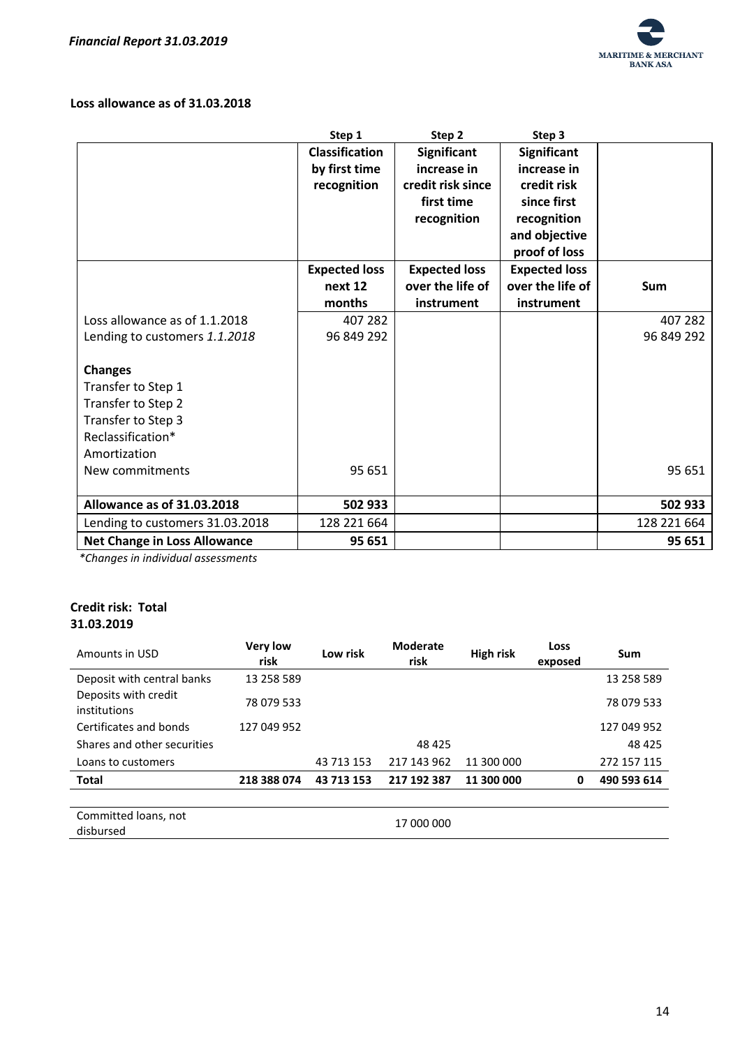**Loss allowance as of 31.03.2018**

| | Step 1 | Step 2 | Step 3 | |
|---|---|---|---|---|
| | **Classification by first time recognition** | **Significant increase in credit risk since first time recognition** | **Significant increase in credit risk since first recognition and objective proof of loss** | |
| | **Expected loss next 12 months** | **Expected loss over the life of instrument** | **Expected loss over the life of instrument** | **Sum** |
| Loss allowance as of 1.1.2018 | 407 282 | | | 407 282 |
| Lending to customers *1.1.2018* | 96 849 292 | | | 96 849 292 |
| **Changes** | | | | |
| Transfer to Step 1 | | | | |
| Transfer to Step 2 | | | | |
| Transfer to Step 3 | | | | |
| Reclassification* | | | | |
| Amortization | | | | |
| New commitments | 95 651 | | | 95 651 |
| **Allowance as of 31.03.2018** | **502 933** | | | **502 933** |
| Lending to customers 31.03.2018 | 128 221 664 | | | 128 221 664 |
| **Net Change in Loss Allowance** | **95 651** | | | **95 651** |

*\*Changes in individual assessments*

**Credit risk: Total**
**31.03.2019**

| Amounts in USD | Very low risk | Low risk | Moderate risk | High risk | Loss exposed | Sum |
|---|---|---|---|---|---|---|
| Deposit with central banks | 13 258 589 | | | | | 13 258 589 |
| Deposits with credit institutions | 78 079 533 | | | | | 78 079 533 |
| Certificates and bonds | 127 049 952 | | | | | 127 049 952 |
| Shares and other securities | | | 48 425 | | | 48 425 |
| Loans to customers | | 43 713 153 | 217 143 962 | 11 300 000 | | 272 157 115 |
| **Total** | **218 388 074** | **43 713 153** | **217 192 387** | **11 300 000** | **0** | **490 593 614** |
| | | | | | | |
| Committed loans, not disbursed | | | 17 000 000 | | | |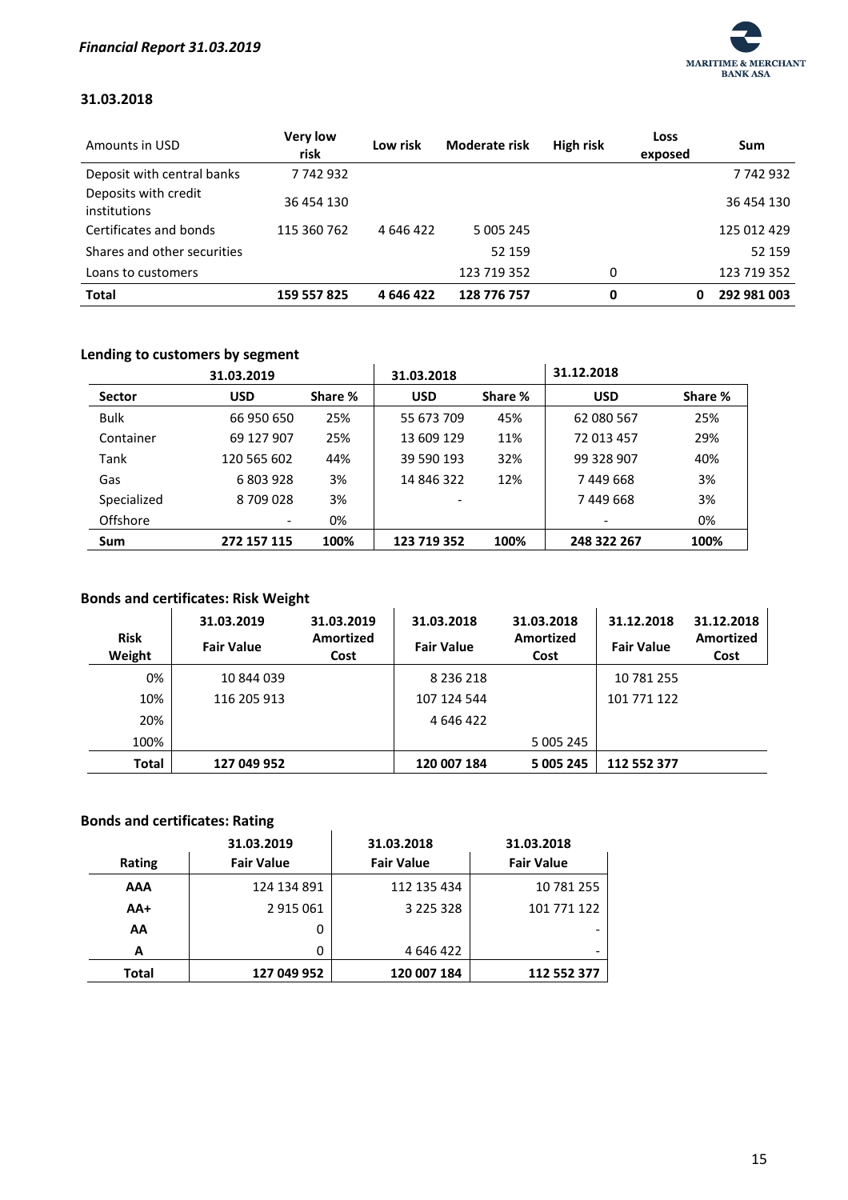## 31.03.2018

| Amounts in USD | Very low risk | Low risk | Moderate risk | High risk | Loss exposed | Sum |
|---|---|---|---|---|---|---|
| Deposit with central banks | 7 742 932 | | | | | 7 742 932 |
| Deposits with credit institutions | 36 454 130 | | | | | 36 454 130 |
| Certificates and bonds | 115 360 762 | 4 646 422 | 5 005 245 | | | 125 012 429 |
| Shares and other securities | | | 52 159 | | | 52 159 |
| Loans to customers | | | 123 719 352 | 0 | | 123 719 352 |
| **Total** | **159 557 825** | **4 646 422** | **128 776 757** | **0** | **0** | **292 981 003** |

### Lending to customers by segment

| | 31.03.2019 | | 31.03.2018 | | 31.12.2018 | |
|---|---|---|---|---|---|---|
| **Sector** | **USD** | **Share %** | **USD** | **Share %** | **USD** | **Share %** |
| Bulk | 66 950 650 | 25% | 55 673 709 | 45% | 62 080 567 | 25% |
| Container | 69 127 907 | 25% | 13 609 129 | 11% | 72 013 457 | 29% |
| Tank | 120 565 602 | 44% | 39 590 193 | 32% | 99 328 907 | 40% |
| Gas | 6 803 928 | 3% | 14 846 322 | 12% | 7 449 668 | 3% |
| Specialized | 8 709 028 | 3% | - | | 7 449 668 | 3% |
| Offshore | - | 0% | | | - | 0% |
| **Sum** | **272 157 115** | **100%** | **123 719 352** | **100%** | **248 322 267** | **100%** |

### Bonds and certificates: Risk Weight

| Risk Weight | 31.03.2019 Fair Value | 31.03.2019 Amortized Cost | 31.03.2018 Fair Value | 31.03.2018 Amortized Cost | 31.12.2018 Fair Value | 31.12.2018 Amortized Cost |
|---|---|---|---|---|---|---|
| 0% | 10 844 039 | | 8 236 218 | | 10 781 255 | |
| 10% | 116 205 913 | | 107 124 544 | | 101 771 122 | |
| 20% | | | 4 646 422 | | | |
| 100% | | | | 5 005 245 | | |
| **Total** | **127 049 952** | | **120 007 184** | **5 005 245** | **112 552 377** | |

### Bonds and certificates: Rating

| Rating | 31.03.2019 Fair Value | 31.03.2018 Fair Value | 31.03.2018 Fair Value |
|---|---|---|---|
| **AAA** | 124 134 891 | 112 135 434 | 10 781 255 |
| **AA+** | 2 915 061 | 3 225 328 | 101 771 122 |
| **AA** | 0 | | - |
| **A** | 0 | 4 646 422 | - |
| **Total** | **127 049 952** | **120 007 184** | **112 552 377** |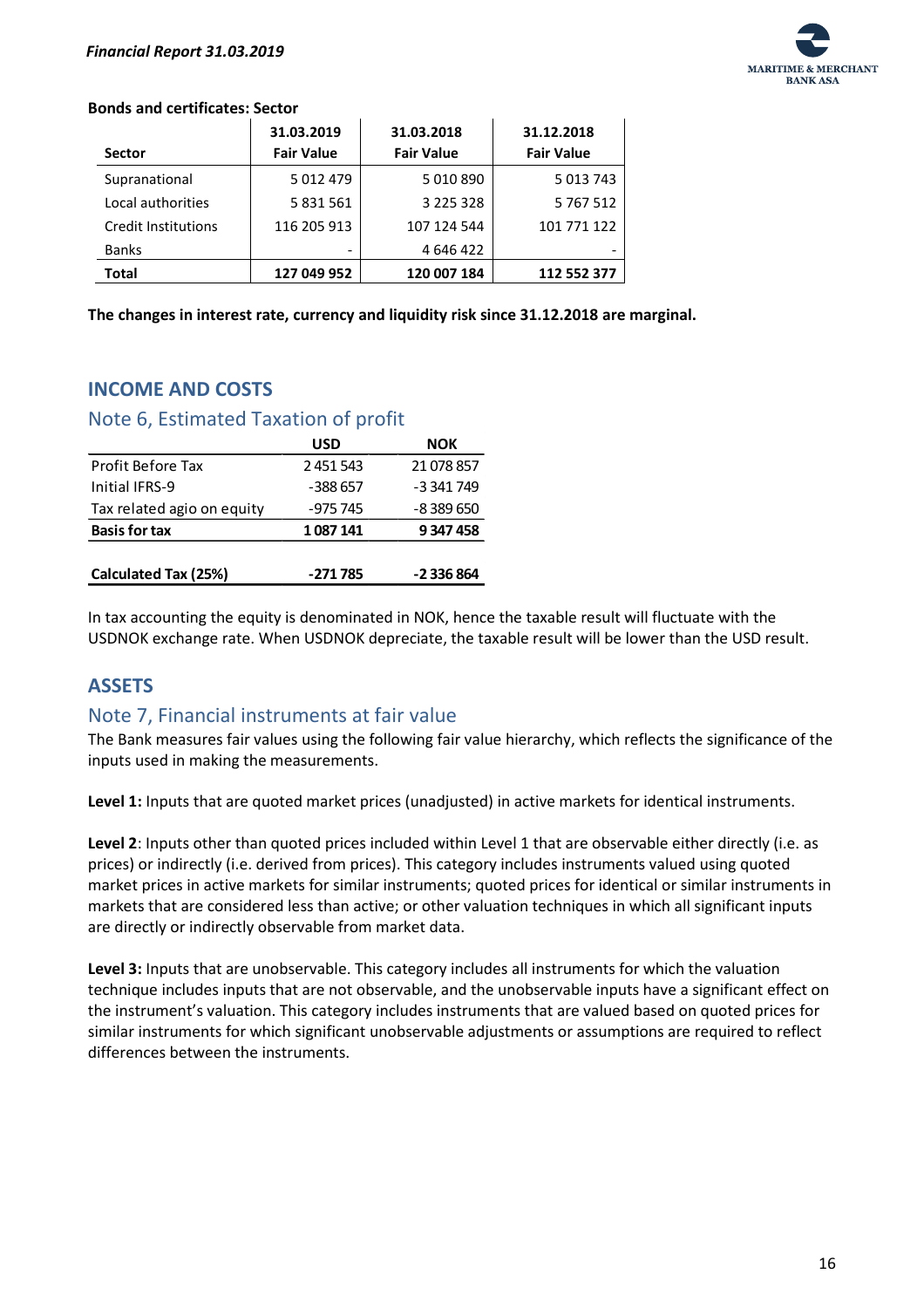**Bonds and certificates: Sector**

| Sector | 31.03.2019 Fair Value | 31.03.2018 Fair Value | 31.12.2018 Fair Value |
|---|---|---|---|
| Supranational | 5 012 479 | 5 010 890 | 5 013 743 |
| Local authorities | 5 831 561 | 3 225 328 | 5 767 512 |
| Credit Institutions | 116 205 913 | 107 124 544 | 101 771 122 |
| Banks | - | 4 646 422 | - |
| **Total** | **127 049 952** | **120 007 184** | **112 552 377** |

**The changes in interest rate, currency and liquidity risk since 31.12.2018 are marginal.**

## INCOME AND COSTS

### Note 6, Estimated Taxation of profit

| | USD | NOK |
|---|---|---|
| Profit Before Tax | 2 451 543 | 21 078 857 |
| Initial IFRS-9 | -388 657 | -3 341 749 |
| Tax related agio on equity | -975 745 | -8 389 650 |
| **Basis for tax** | **1 087 141** | **9 347 458** |
| | | |
| **Calculated Tax (25%)** | **-271 785** | **-2 336 864** |

In tax accounting the equity is denominated in NOK, hence the taxable result will fluctuate with the USDNOK exchange rate. When USDNOK depreciate, the taxable result will be lower than the USD result.

## ASSETS

### Note 7, Financial instruments at fair value

The Bank measures fair values using the following fair value hierarchy, which reflects the significance of the inputs used in making the measurements.

**Level 1:** Inputs that are quoted market prices (unadjusted) in active markets for identical instruments.

**Level 2**: Inputs other than quoted prices included within Level 1 that are observable either directly (i.e. as prices) or indirectly (i.e. derived from prices). This category includes instruments valued using quoted market prices in active markets for similar instruments; quoted prices for identical or similar instruments in markets that are considered less than active; or other valuation techniques in which all significant inputs are directly or indirectly observable from market data.

**Level 3:** Inputs that are unobservable. This category includes all instruments for which the valuation technique includes inputs that are not observable, and the unobservable inputs have a significant effect on the instrument's valuation. This category includes instruments that are valued based on quoted prices for similar instruments for which significant unobservable adjustments or assumptions are required to reflect differences between the instruments.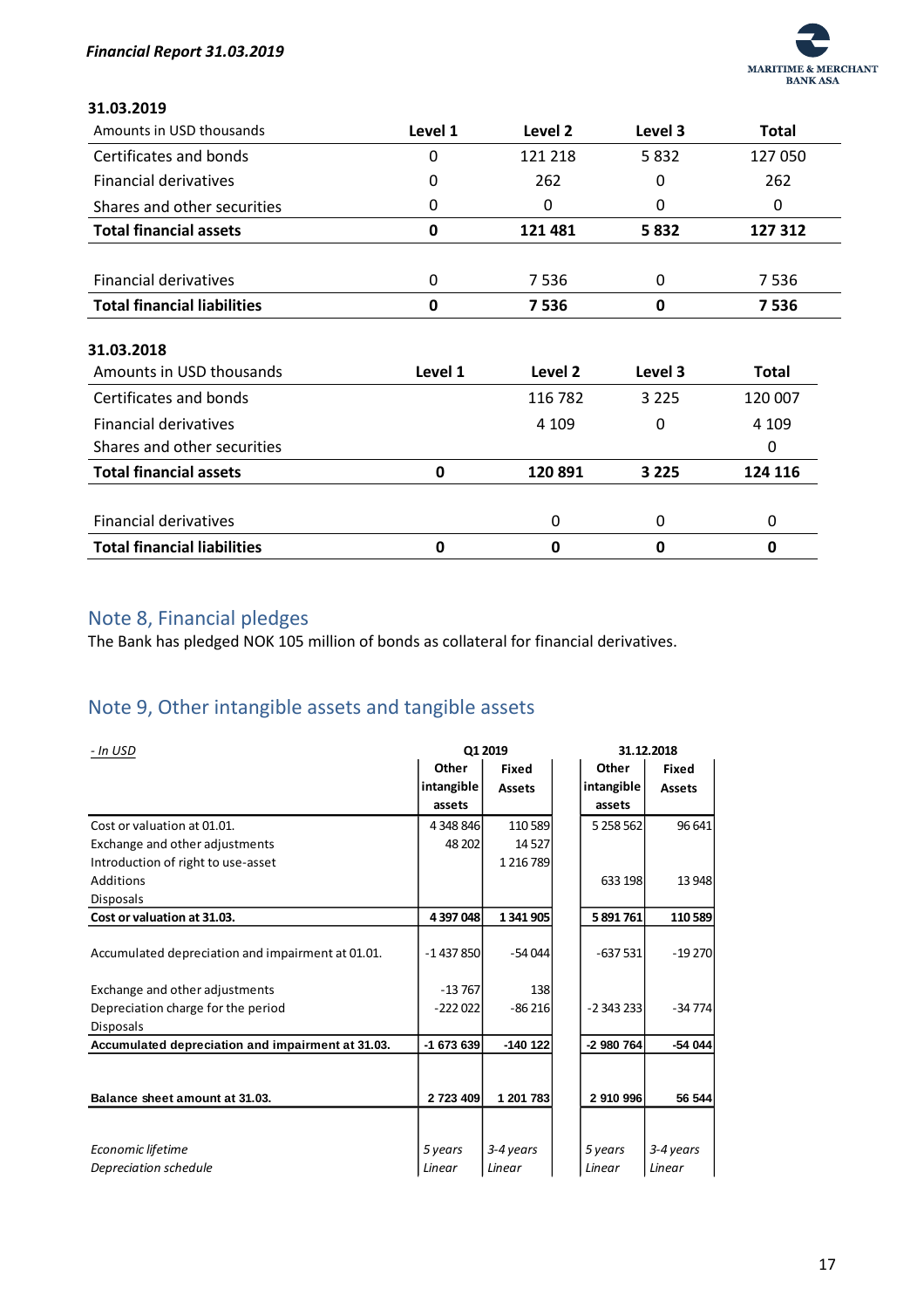**31.03.2019**

| Amounts in USD thousands | Level 1 | Level 2 | Level 3 | Total |
|---|---|---|---|---|
| Certificates and bonds | 0 | 121 218 | 5 832 | 127 050 |
| Financial derivatives | 0 | 262 | 0 | 262 |
| Shares and other securities | 0 | 0 | 0 | 0 |
| **Total financial assets** | **0** | **121 481** | **5 832** | **127 312** |
| | | | | |
| Financial derivatives | 0 | 7 536 | 0 | 7 536 |
| **Total financial liabilities** | **0** | **7 536** | **0** | **7 536** |

**31.03.2018**

| Amounts in USD thousands | Level 1 | Level 2 | Level 3 | Total |
|---|---|---|---|---|
| Certificates and bonds | | 116 782 | 3 225 | 120 007 |
| Financial derivatives | | 4 109 | 0 | 4 109 |
| Shares and other securities | | | | 0 |
| **Total financial assets** | **0** | **120 891** | **3 225** | **124 116** |
| | | | | |
| Financial derivatives | | 0 | 0 | 0 |
| **Total financial liabilities** | **0** | **0** | **0** | **0** |

## Note 8, Financial pledges

The Bank has pledged NOK 105 million of bonds as collateral for financial derivatives.

## Note 9, Other intangible assets and tangible assets

| *- In USD* | Q1 2019 | | 31.12.2018 | |
|---|---|---|---|---|
| | Other intangible assets | Fixed Assets | Other intangible assets | Fixed Assets |
| Cost or valuation at 01.01. | 4 348 846 | 110 589 | 5 258 562 | 96 641 |
| Exchange and other adjustments | 48 202 | 14 527 | | |
| Introduction of right to use-asset | | 1 216 789 | | |
| Additions | | | 633 198 | 13 948 |
| Disposals | | | | |
| **Cost or valuation at 31.03.** | **4 397 048** | **1 341 905** | **5 891 761** | **110 589** |
| | | | | |
| Accumulated depreciation and impairment at 01.01. | -1 437 850 | -54 044 | -637 531 | -19 270 |
| | | | | |
| Exchange and other adjustments | -13 767 | 138 | | |
| Depreciation charge for the period | -222 022 | -86 216 | -2 343 233 | -34 774 |
| Disposals | | | | |
| **Accumulated depreciation and impairment at 31.03.** | **-1 673 639** | **-140 122** | **-2 980 764** | **-54 044** |
| | | | | |
| **Balance sheet amount at 31.03.** | **2 723 409** | **1 201 783** | **2 910 996** | **56 544** |
| | | | | |
| *Economic lifetime* | *5 years* | *3-4 years* | *5 years* | *3-4 years* |
| *Depreciation schedule* | *Linear* | *Linear* | *Linear* | *Linear* |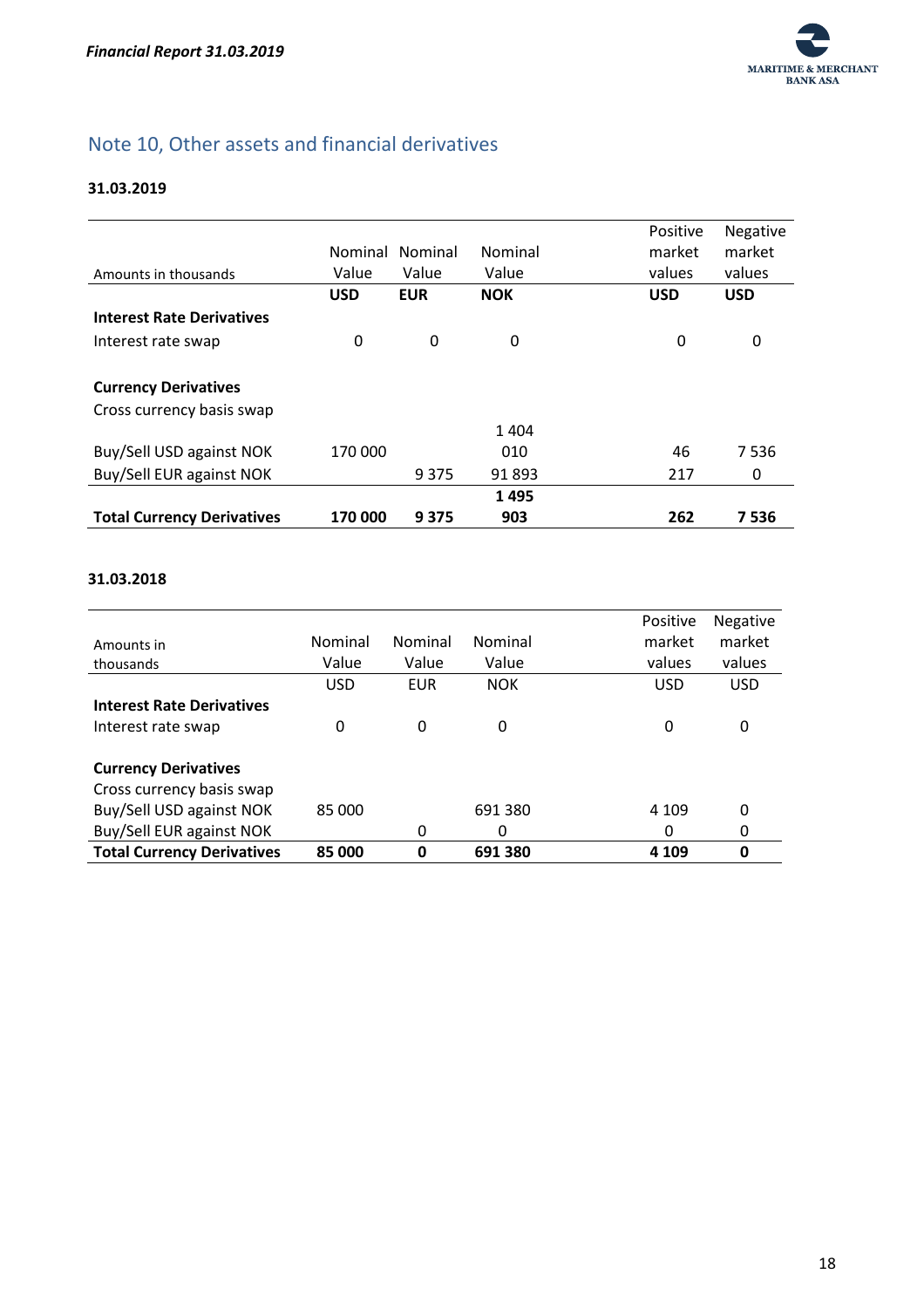## Note 10, Other assets and financial derivatives

### 31.03.2019

| Amounts in thousands | Nominal Value | Nominal Value | Nominal Value | Positive market values | Negative market values |
|---|---|---|---|---|---|
| | **USD** | **EUR** | **NOK** | **USD** | **USD** |
| **Interest Rate Derivatives** | | | | | |
| Interest rate swap | 0 | 0 | 0 | 0 | 0 |
| | | | | | |
| **Currency Derivatives** | | | | | |
| Cross currency basis swap | | | | | |
| Buy/Sell USD against NOK | 170 000 | | 1 404 010 | 46 | 7 536 |
| Buy/Sell EUR against NOK | | 9 375 | 91 893 | 217 | 0 |
| **Total Currency Derivatives** | **170 000** | **9 375** | **1 495 903** | **262** | **7 536** |

### 31.03.2018

| Amounts in thousands | Nominal Value | Nominal Value | Nominal Value | Positive market values | Negative market values |
|---|---|---|---|---|---|
| | USD | EUR | NOK | USD | USD |
| **Interest Rate Derivatives** | | | | | |
| Interest rate swap | 0 | 0 | 0 | 0 | 0 |
| | | | | | |
| **Currency Derivatives** | | | | | |
| Cross currency basis swap | | | | | |
| Buy/Sell USD against NOK | 85 000 | | 691 380 | 4 109 | 0 |
| Buy/Sell EUR against NOK | | 0 | 0 | 0 | 0 |
| **Total Currency Derivatives** | **85 000** | **0** | **691 380** | **4 109** | **0** |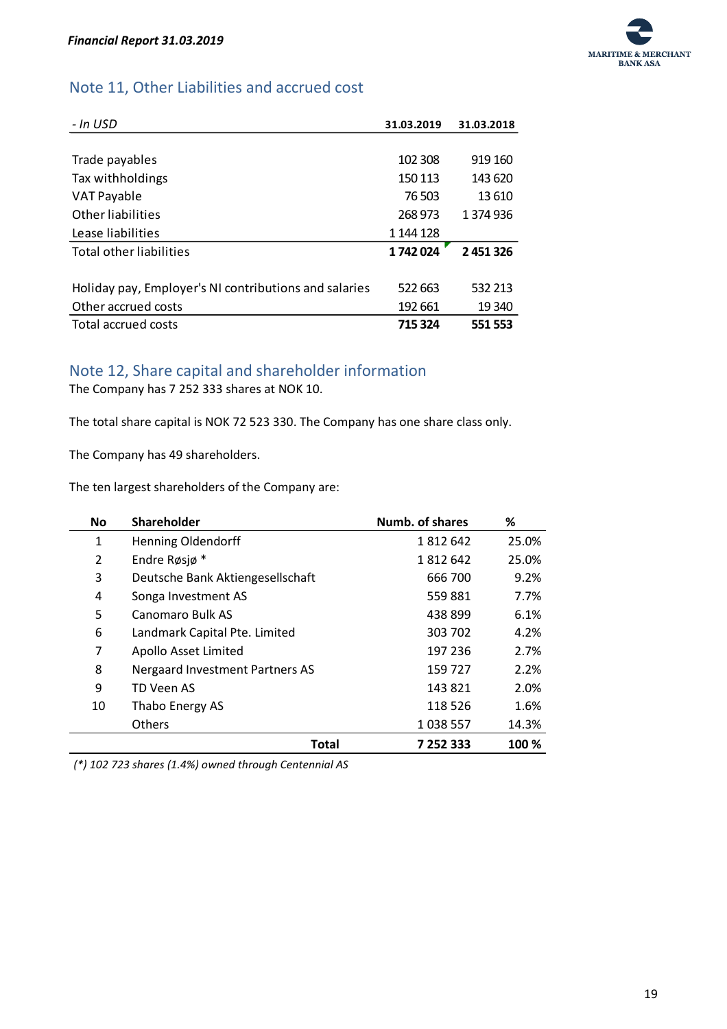## Note 11, Other Liabilities and accrued cost

| *- In USD* | **31.03.2019** | **31.03.2018** |
|---|---|---|
| Trade payables | 102 308 | 919 160 |
| Tax withholdings | 150 113 | 143 620 |
| VAT Payable | 76 503 | 13 610 |
| Other liabilities | 268 973 | 1 374 936 |
| Lease liabilities | 1 144 128 | |
| Total other liabilities | **1 742 024** | **2 451 326** |
| | | |
| Holiday pay, Employer's NI contributions and salaries | 522 663 | 532 213 |
| Other accrued costs | 192 661 | 19 340 |
| Total accrued costs | **715 324** | **551 553** |

## Note 12, Share capital and shareholder information

The Company has 7 252 333 shares at NOK 10.

The total share capital is NOK 72 523 330. The Company has one share class only.

The Company has 49 shareholders.

The ten largest shareholders of the Company are:

| **No** | **Shareholder** | **Numb. of shares** | **%** |
|---|---|---|---|
| 1 | Henning Oldendorff | 1 812 642 | 25.0% |
| 2 | Endre Røsjø * | 1 812 642 | 25.0% |
| 3 | Deutsche Bank Aktiengesellschaft | 666 700 | 9.2% |
| 4 | Songa Investment AS | 559 881 | 7.7% |
| 5 | Canomaro Bulk AS | 438 899 | 6.1% |
| 6 | Landmark Capital Pte. Limited | 303 702 | 4.2% |
| 7 | Apollo Asset Limited | 197 236 | 2.7% |
| 8 | Nergaard Investment Partners AS | 159 727 | 2.2% |
| 9 | TD Veen AS | 143 821 | 2.0% |
| 10 | Thabo Energy AS | 118 526 | 1.6% |
| | Others | 1 038 557 | 14.3% |
| | **Total** | **7 252 333** | **100 %** |

*(*) 102 723 shares (1.4%) owned through Centennial AS*